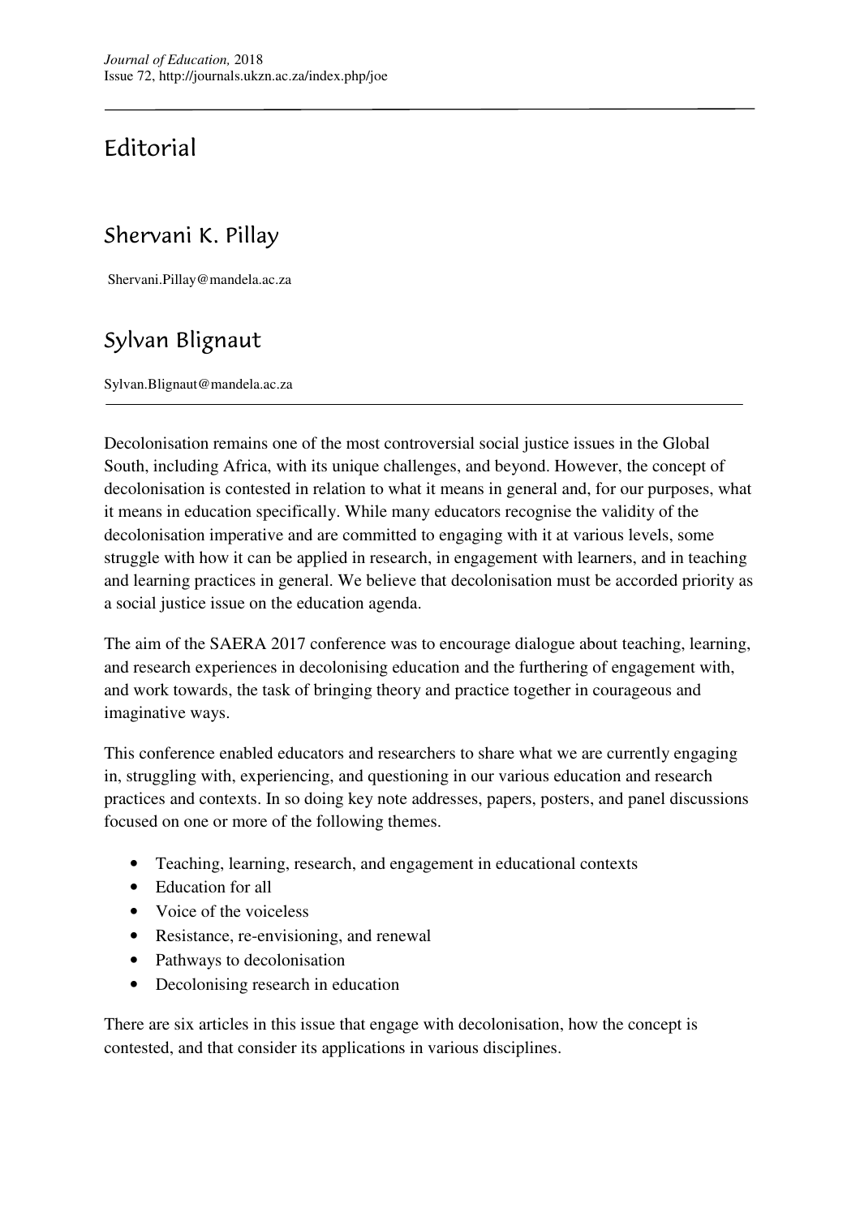# Editorial

## Shervani K. Pillay

Shervani.Pillay@mandela.ac.za

## Sylvan Blignaut

Sylvan.Blignaut@mandela.ac.za

Decolonisation remains one of the most controversial social justice issues in the Global South, including Africa, with its unique challenges, and beyond. However, the concept of decolonisation is contested in relation to what it means in general and, for our purposes, what it means in education specifically. While many educators recognise the validity of the decolonisation imperative and are committed to engaging with it at various levels, some struggle with how it can be applied in research, in engagement with learners, and in teaching and learning practices in general. We believe that decolonisation must be accorded priority as a social justice issue on the education agenda.

The aim of the SAERA 2017 conference was to encourage dialogue about teaching, learning, and research experiences in decolonising education and the furthering of engagement with, and work towards, the task of bringing theory and practice together in courageous and imaginative ways.

This conference enabled educators and researchers to share what we are currently engaging in, struggling with, experiencing, and questioning in our various education and research practices and contexts. In so doing key note addresses, papers, posters, and panel discussions focused on one or more of the following themes.

- Teaching, learning, research, and engagement in educational contexts
- Education for all
- Voice of the voiceless
- Resistance, re-envisioning, and renewal
- Pathways to decolonisation
- Decolonising research in education

There are six articles in this issue that engage with decolonisation, how the concept is contested, and that consider its applications in various disciplines.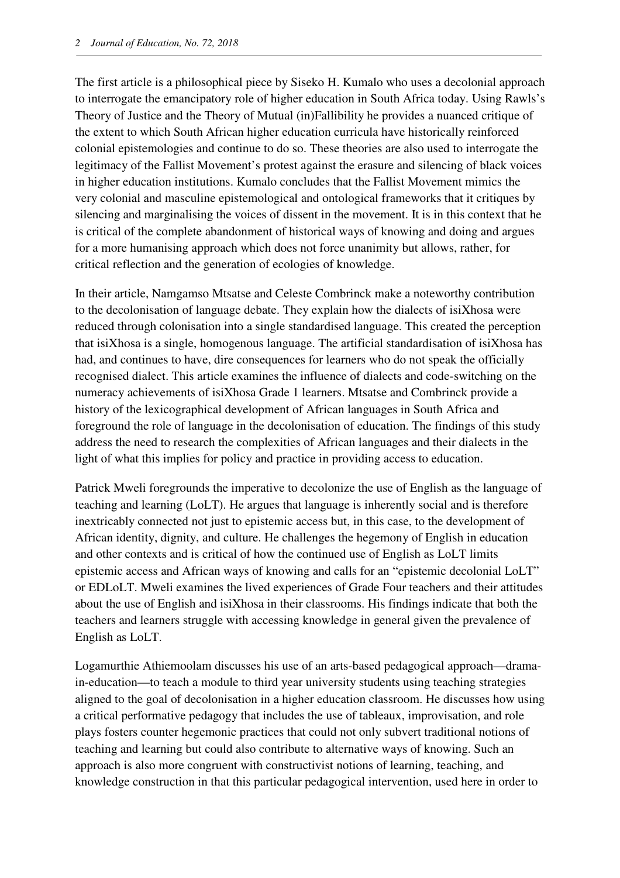The first article is a philosophical piece by Siseko H. Kumalo who uses a decolonial approach to interrogate the emancipatory role of higher education in South Africa today. Using Rawls's Theory of Justice and the Theory of Mutual (in)Fallibility he provides a nuanced critique of the extent to which South African higher education curricula have historically reinforced colonial epistemologies and continue to do so. These theories are also used to interrogate the legitimacy of the Fallist Movement's protest against the erasure and silencing of black voices in higher education institutions. Kumalo concludes that the Fallist Movement mimics the very colonial and masculine epistemological and ontological frameworks that it critiques by silencing and marginalising the voices of dissent in the movement. It is in this context that he is critical of the complete abandonment of historical ways of knowing and doing and argues for a more humanising approach which does not force unanimity but allows, rather, for critical reflection and the generation of ecologies of knowledge.

In their article, Namgamso Mtsatse and Celeste Combrinck make a noteworthy contribution to the decolonisation of language debate. They explain how the dialects of isiXhosa were reduced through colonisation into a single standardised language. This created the perception that isiXhosa is a single, homogenous language. The artificial standardisation of isiXhosa has had, and continues to have, dire consequences for learners who do not speak the officially recognised dialect. This article examines the influence of dialects and code-switching on the numeracy achievements of isiXhosa Grade 1 learners. Mtsatse and Combrinck provide a history of the lexicographical development of African languages in South Africa and foreground the role of language in the decolonisation of education. The findings of this study address the need to research the complexities of African languages and their dialects in the light of what this implies for policy and practice in providing access to education.

Patrick Mweli foregrounds the imperative to decolonize the use of English as the language of teaching and learning (LoLT). He argues that language is inherently social and is therefore inextricably connected not just to epistemic access but, in this case, to the development of African identity, dignity, and culture. He challenges the hegemony of English in education and other contexts and is critical of how the continued use of English as LoLT limits epistemic access and African ways of knowing and calls for an "epistemic decolonial LoLT" or EDLoLT. Mweli examines the lived experiences of Grade Four teachers and their attitudes about the use of English and isiXhosa in their classrooms. His findings indicate that both the teachers and learners struggle with accessing knowledge in general given the prevalence of English as LoLT.

Logamurthie Athiemoolam discusses his use of an arts-based pedagogical approach—drama-in-education—to teach a module to third year university students using teaching strategies aligned to the goal of decolonisation in a higher education classroom. He discusses how using a critical performative pedagogy that includes the use of tableaux, improvisation, and role plays fosters counter hegemonic practices that could not only subvert traditional notions of teaching and learning but could also contribute to alternative ways of knowing. Such an approach is also more congruent with constructivist notions of learning, teaching, and knowledge construction in that this particular pedagogical intervention, used here in order to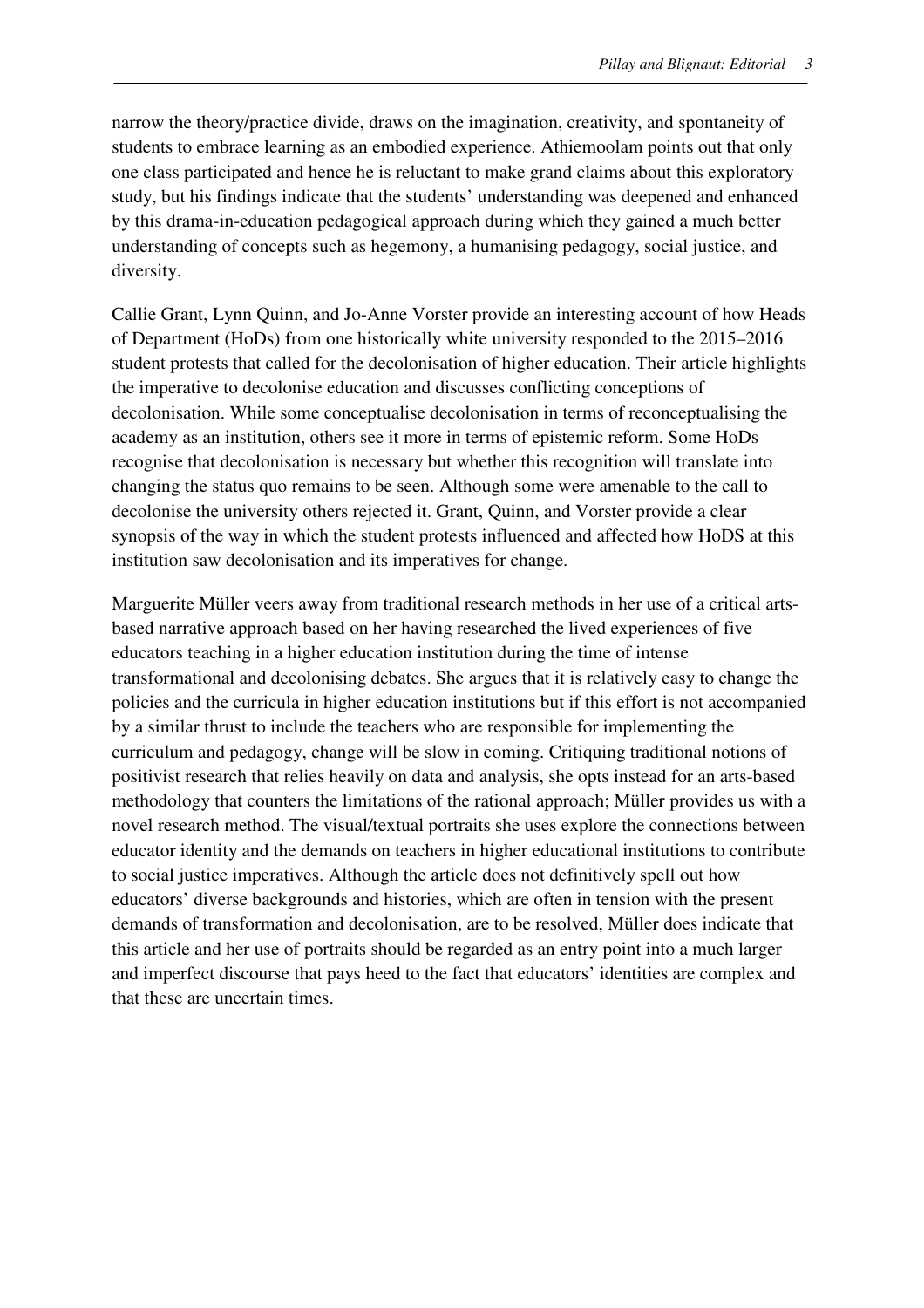narrow the theory/practice divide, draws on the imagination, creativity, and spontaneity of students to embrace learning as an embodied experience. Athiemoolam points out that only one class participated and hence he is reluctant to make grand claims about this exploratory study, but his findings indicate that the students' understanding was deepened and enhanced by this drama-in-education pedagogical approach during which they gained a much better understanding of concepts such as hegemony, a humanising pedagogy, social justice, and diversity.

Callie Grant, Lynn Quinn, and Jo-Anne Vorster provide an interesting account of how Heads of Department (HoDs) from one historically white university responded to the 2015–2016 student protests that called for the decolonisation of higher education. Their article highlights the imperative to decolonise education and discusses conflicting conceptions of decolonisation. While some conceptualise decolonisation in terms of reconceptualising the academy as an institution, others see it more in terms of epistemic reform. Some HoDs recognise that decolonisation is necessary but whether this recognition will translate into changing the status quo remains to be seen. Although some were amenable to the call to decolonise the university others rejected it. Grant, Quinn, and Vorster provide a clear synopsis of the way in which the student protests influenced and affected how HoDS at this institution saw decolonisation and its imperatives for change.

Marguerite Müller veers away from traditional research methods in her use of a critical arts-based narrative approach based on her having researched the lived experiences of five educators teaching in a higher education institution during the time of intense transformational and decolonising debates. She argues that it is relatively easy to change the policies and the curricula in higher education institutions but if this effort is not accompanied by a similar thrust to include the teachers who are responsible for implementing the curriculum and pedagogy, change will be slow in coming. Critiquing traditional notions of positivist research that relies heavily on data and analysis, she opts instead for an arts-based methodology that counters the limitations of the rational approach; Müller provides us with a novel research method. The visual/textual portraits she uses explore the connections between educator identity and the demands on teachers in higher educational institutions to contribute to social justice imperatives. Although the article does not definitively spell out how educators' diverse backgrounds and histories, which are often in tension with the present demands of transformation and decolonisation, are to be resolved, Müller does indicate that this article and her use of portraits should be regarded as an entry point into a much larger and imperfect discourse that pays heed to the fact that educators' identities are complex and that these are uncertain times.